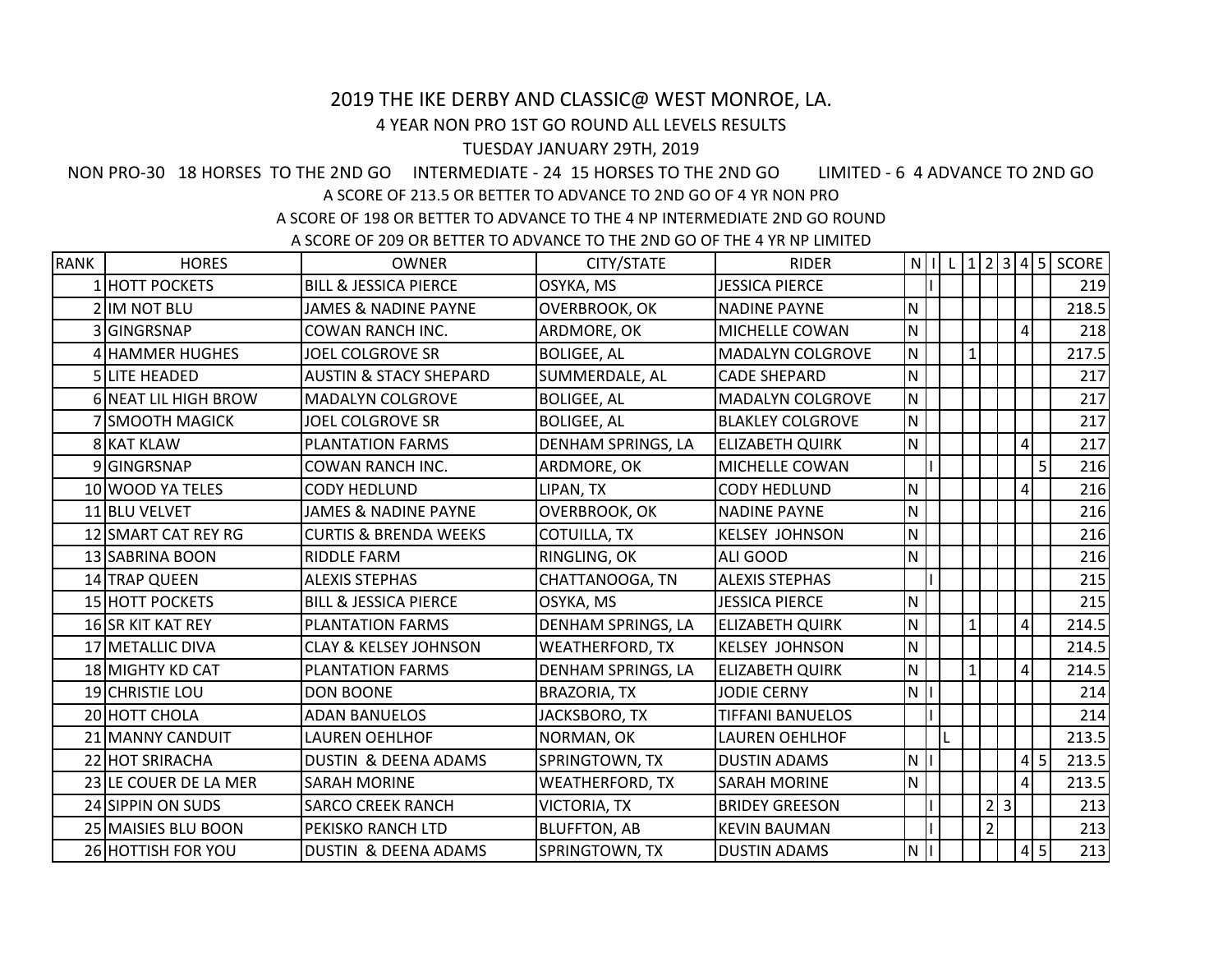# 2019 THE IKE DERBY AND CLASSIC@ WEST MONROE, LA.

4 YEAR NON PRO 1ST GO ROUND ALL LEVELS RESULTS

TUESDAY JANUARY 29TH, 2019

NON PRO-30 18 HORSES TO THE 2ND GO INTERMEDIATE - 24 15 HORSES TO THE 2ND GO LIMITED - 6 4 ADVANCE TO 2ND GO

A SCORE OF 213.5 OR BETTER TO ADVANCE TO 2ND GO OF 4 YR NON PRO

A SCORE OF 198 OR BETTER TO ADVANCE TO THE 4 NP INTERMEDIATE 2ND GO ROUND

A SCORE OF 209 OR BETTER TO ADVANCE TO THE 2ND GO OF THE 4 YR NP LIMITED

| RANK | HORES | OWNER | CITY/STATE | RIDER | N | I | L | 1 | 2 | 3 | 4 | 5 | SCORE |
|---|---|---|---|---|---|---|---|---|---|---|---|---|---|
| 1 | HOTT POCKETS | BILL & JESSICA PIERCE | OSYKA, MS | JESSICA PIERCE | | I | | | | | | | 219 |
| 2 | IM NOT BLU | JAMES & NADINE PAYNE | OVERBROOK, OK | NADINE PAYNE | N | | | | | | | | 218.5 |
| 3 | GINGRSNAP | COWAN RANCH INC. | ARDMORE, OK | MICHELLE COWAN | N | | | | | | 4 | | 218 |
| 4 | HAMMER HUGHES | JOEL COLGROVE SR | BOLIGEE, AL | MADALYN COLGROVE | N | | | 1 | | | | | 217.5 |
| 5 | LITE HEADED | AUSTIN & STACY SHEPARD | SUMMERDALE, AL | CADE SHEPARD | N | | | | | | | | 217 |
| 6 | NEAT LIL HIGH BROW | MADALYN COLGROVE | BOLIGEE, AL | MADALYN COLGROVE | N | | | | | | | | 217 |
| 7 | SMOOTH MAGICK | JOEL COLGROVE SR | BOLIGEE, AL | BLAKLEY COLGROVE | N | | | | | | | | 217 |
| 8 | KAT KLAW | PLANTATION FARMS | DENHAM SPRINGS, LA | ELIZABETH QUIRK | N | | | | | | 4 | | 217 |
| 9 | GINGRSNAP | COWAN RANCH INC. | ARDMORE, OK | MICHELLE COWAN | | I | | | | | | 5 | 216 |
| 10 | WOOD YA TELES | CODY HEDLUND | LIPAN, TX | CODY HEDLUND | N | | | | | | 4 | | 216 |
| 11 | BLU VELVET | JAMES & NADINE PAYNE | OVERBROOK, OK | NADINE PAYNE | N | | | | | | | | 216 |
| 12 | SMART CAT REY RG | CURTIS & BRENDA WEEKS | COTUILLA, TX | KELSEY JOHNSON | N | | | | | | | | 216 |
| 13 | SABRINA BOON | RIDDLE FARM | RINGLING, OK | ALI GOOD | N | | | | | | | | 216 |
| 14 | TRAP QUEEN | ALEXIS STEPHAS | CHATTANOOGA, TN | ALEXIS STEPHAS | | I | | | | | | | 215 |
| 15 | HOTT POCKETS | BILL & JESSICA PIERCE | OSYKA, MS | JESSICA PIERCE | N | | | | | | | | 215 |
| 16 | SR KIT KAT REY | PLANTATION FARMS | DENHAM SPRINGS, LA | ELIZABETH QUIRK | N | | | 1 | | | 4 | | 214.5 |
| 17 | METALLIC DIVA | CLAY & KELSEY JOHNSON | WEATHERFORD, TX | KELSEY JOHNSON | N | | | | | | | | 214.5 |
| 18 | MIGHTY KD CAT | PLANTATION FARMS | DENHAM SPRINGS, LA | ELIZABETH QUIRK | N | | | 1 | | | 4 | | 214.5 |
| 19 | CHRISTIE LOU | DON BOONE | BRAZORIA, TX | JODIE CERNY | N | I | | | | | | | 214 |
| 20 | HOTT CHOLA | ADAN BANUELOS | JACKSBORO, TX | TIFFANI BANUELOS | | I | | | | | | | 214 |
| 21 | MANNY CANDUIT | LAUREN OEHLHOF | NORMAN, OK | LAUREN OEHLHOF | | | L | | | | | | 213.5 |
| 22 | HOT SRIRACHA | DUSTIN & DEENA ADAMS | SPRINGTOWN, TX | DUSTIN ADAMS | N | I | | | | | 4 | 5 | 213.5 |
| 23 | LE COUER DE LA MER | SARAH MORINE | WEATHERFORD, TX | SARAH MORINE | N | | | | | | 4 | | 213.5 |
| 24 | SIPPIN ON SUDS | SARCO CREEK RANCH | VICTORIA, TX | BRIDEY GREESON | | I | | | 2 | 3 | | | 213 |
| 25 | MAISIES BLU BOON | PEKISKO RANCH LTD | BLUFFTON, AB | KEVIN BAUMAN | | I | | | 2 | | | | 213 |
| 26 | HOTTISH FOR YOU | DUSTIN & DEENA ADAMS | SPRINGTOWN, TX | DUSTIN ADAMS | N | I | | | | | 4 | 5 | 213 |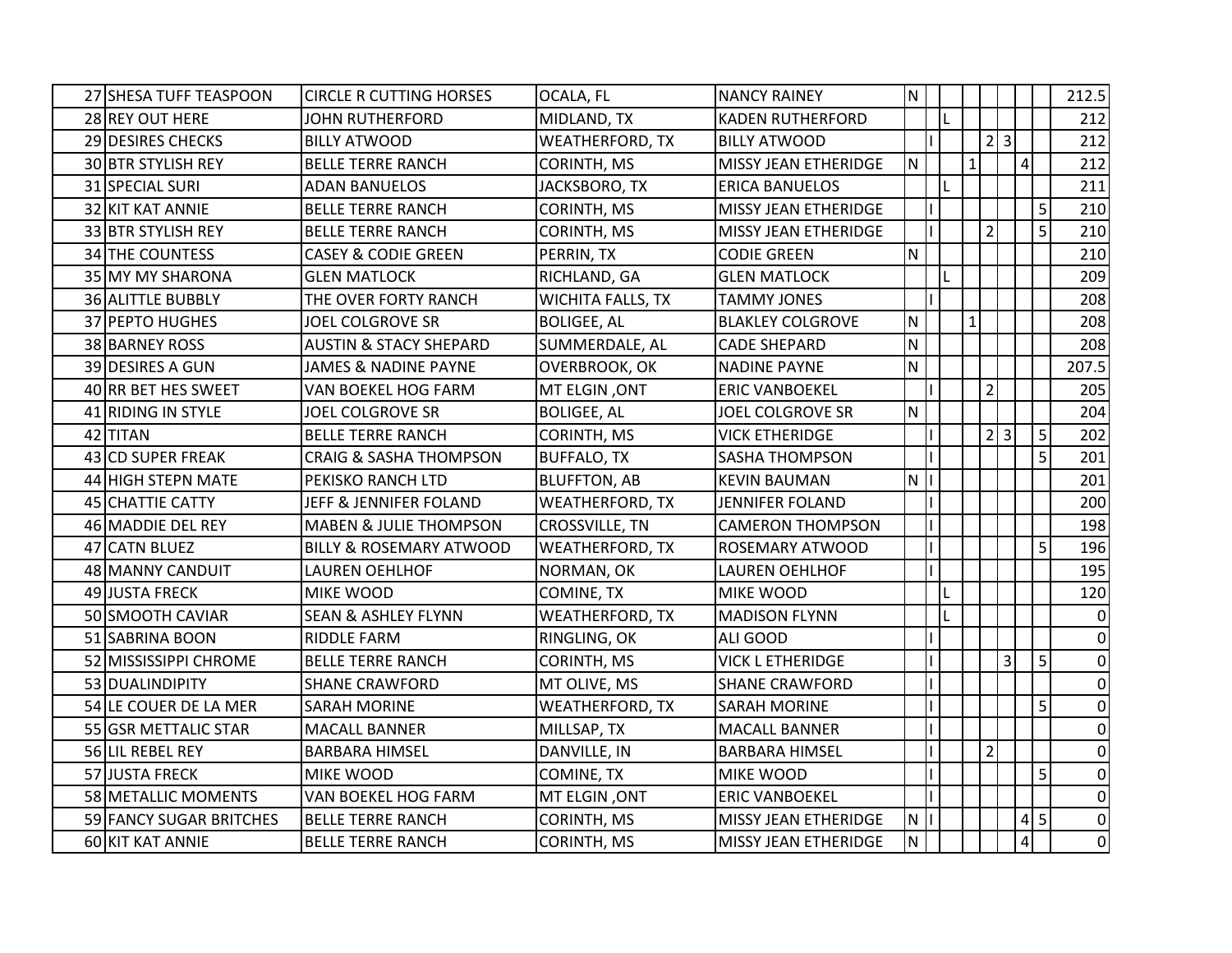| | | | | | | | | | | | | | |
|---|---|---|---|---|---|---|---|---|---|---|---|---|---|
| 27 | SHESA TUFF TEASPOON | CIRCLE R CUTTING HORSES | OCALA, FL | NANCY RAINEY | N | | | | | | | | 212.5 |
| 28 | REY OUT HERE | JOHN RUTHERFORD | MIDLAND, TX | KADEN RUTHERFORD | | | L | | | | | | 212 |
| 29 | DESIRES CHECKS | BILLY ATWOOD | WEATHERFORD, TX | BILLY ATWOOD | | I | | | 2 | 3 | | | 212 |
| 30 | BTR STYLISH REY | BELLE TERRE RANCH | CORINTH, MS | MISSY JEAN ETHERIDGE | N | | | 1 | | | 4 | | 212 |
| 31 | SPECIAL SURI | ADAN BANUELOS | JACKSBORO, TX | ERICA BANUELOS | | | L | | | | | | 211 |
| 32 | KIT KAT ANNIE | BELLE TERRE RANCH | CORINTH, MS | MISSY JEAN ETHERIDGE | | I | | | | | | 5 | 210 |
| 33 | BTR STYLISH REY | BELLE TERRE RANCH | CORINTH, MS | MISSY JEAN ETHERIDGE | | I | | | 2 | | | 5 | 210 |
| 34 | THE COUNTESS | CASEY & CODIE GREEN | PERRIN, TX | CODIE GREEN | N | | | | | | | | 210 |
| 35 | MY MY SHARONA | GLEN MATLOCK | RICHLAND, GA | GLEN MATLOCK | | | L | | | | | | 209 |
| 36 | ALITTLE BUBBLY | THE OVER FORTY RANCH | WICHITA FALLS, TX | TAMMY JONES | | I | | | | | | | 208 |
| 37 | PEPTO HUGHES | JOEL COLGROVE SR | BOLIGEE, AL | BLAKLEY COLGROVE | N | | | 1 | | | | | 208 |
| 38 | BARNEY ROSS | AUSTIN & STACY SHEPARD | SUMMERDALE, AL | CADE SHEPARD | N | | | | | | | | 208 |
| 39 | DESIRES A GUN | JAMES & NADINE PAYNE | OVERBROOK, OK | NADINE PAYNE | N | | | | | | | | 207.5 |
| 40 | RR BET HES SWEET | VAN BOEKEL HOG FARM | MT ELGIN ,ONT | ERIC VANBOEKEL | | I | | | 2 | | | | 205 |
| 41 | RIDING IN STYLE | JOEL COLGROVE SR | BOLIGEE, AL | JOEL COLGROVE SR | N | | | | | | | | 204 |
| 42 | TITAN | BELLE TERRE RANCH | CORINTH, MS | VICK ETHERIDGE | | I | | | 2 | 3 | | 5 | 202 |
| 43 | CD SUPER FREAK | CRAIG & SASHA THOMPSON | BUFFALO, TX | SASHA THOMPSON | | I | | | | | | 5 | 201 |
| 44 | HIGH STEPN MATE | PEKISKO RANCH LTD | BLUFFTON, AB | KEVIN BAUMAN | N | I | | | | | | | 201 |
| 45 | CHATTIE CATTY | JEFF & JENNIFER FOLAND | WEATHERFORD, TX | JENNIFER FOLAND | | I | | | | | | | 200 |
| 46 | MADDIE DEL REY | MABEN & JULIE THOMPSON | CROSSVILLE, TN | CAMERON THOMPSON | | I | | | | | | | 198 |
| 47 | CATN BLUEZ | BILLY & ROSEMARY ATWOOD | WEATHERFORD, TX | ROSEMARY ATWOOD | | I | | | | | | 5 | 196 |
| 48 | MANNY CANDUIT | LAUREN OEHLHOF | NORMAN, OK | LAUREN OEHLHOF | | I | | | | | | | 195 |
| 49 | JUSTA FRECK | MIKE WOOD | COMINE, TX | MIKE WOOD | | | L | | | | | | 120 |
| 50 | SMOOTH CAVIAR | SEAN & ASHLEY FLYNN | WEATHERFORD, TX | MADISON FLYNN | | | L | | | | | | 0 |
| 51 | SABRINA BOON | RIDDLE FARM | RINGLING, OK | ALI GOOD | | I | | | | | | | 0 |
| 52 | MISSISSIPPI CHROME | BELLE TERRE RANCH | CORINTH, MS | VICK L ETHERIDGE | | I | | | | 3 | | 5 | 0 |
| 53 | DUALINDIPITY | SHANE CRAWFORD | MT OLIVE, MS | SHANE CRAWFORD | | I | | | | | | | 0 |
| 54 | LE COUER DE LA MER | SARAH MORINE | WEATHERFORD, TX | SARAH MORINE | | I | | | | | | 5 | 0 |
| 55 | GSR METTALIC STAR | MACALL BANNER | MILLSAP, TX | MACALL BANNER | | I | | | | | | | 0 |
| 56 | LIL REBEL REY | BARBARA HIMSEL | DANVILLE, IN | BARBARA HIMSEL | | I | | | 2 | | | | 0 |
| 57 | JUSTA FRECK | MIKE WOOD | COMINE, TX | MIKE WOOD | | I | | | | | | 5 | 0 |
| 58 | METALLIC MOMENTS | VAN BOEKEL HOG FARM | MT ELGIN ,ONT | ERIC VANBOEKEL | | I | | | | | | | 0 |
| 59 | FANCY SUGAR BRITCHES | BELLE TERRE RANCH | CORINTH, MS | MISSY JEAN ETHERIDGE | N | I | | | | | 4 | 5 | 0 |
| 60 | KIT KAT ANNIE | BELLE TERRE RANCH | CORINTH, MS | MISSY JEAN ETHERIDGE | N | | | | | | 4 | | 0 |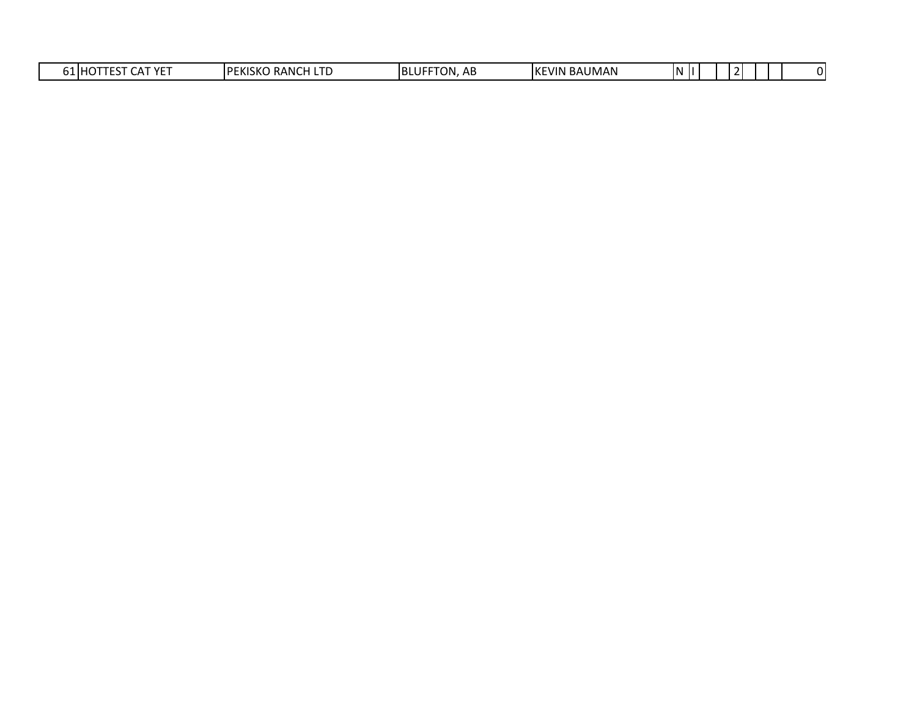| | | | | | | | | | | | | | |
|---|---|---|---|---|---|---|---|---|---|---|---|---|---|
| 61 | HOTTEST CAT YET | PEKISKO RANCH LTD | BLUFFTON, AB | KEVIN BAUMAN | N | I | | | 2 | | | | 0 |